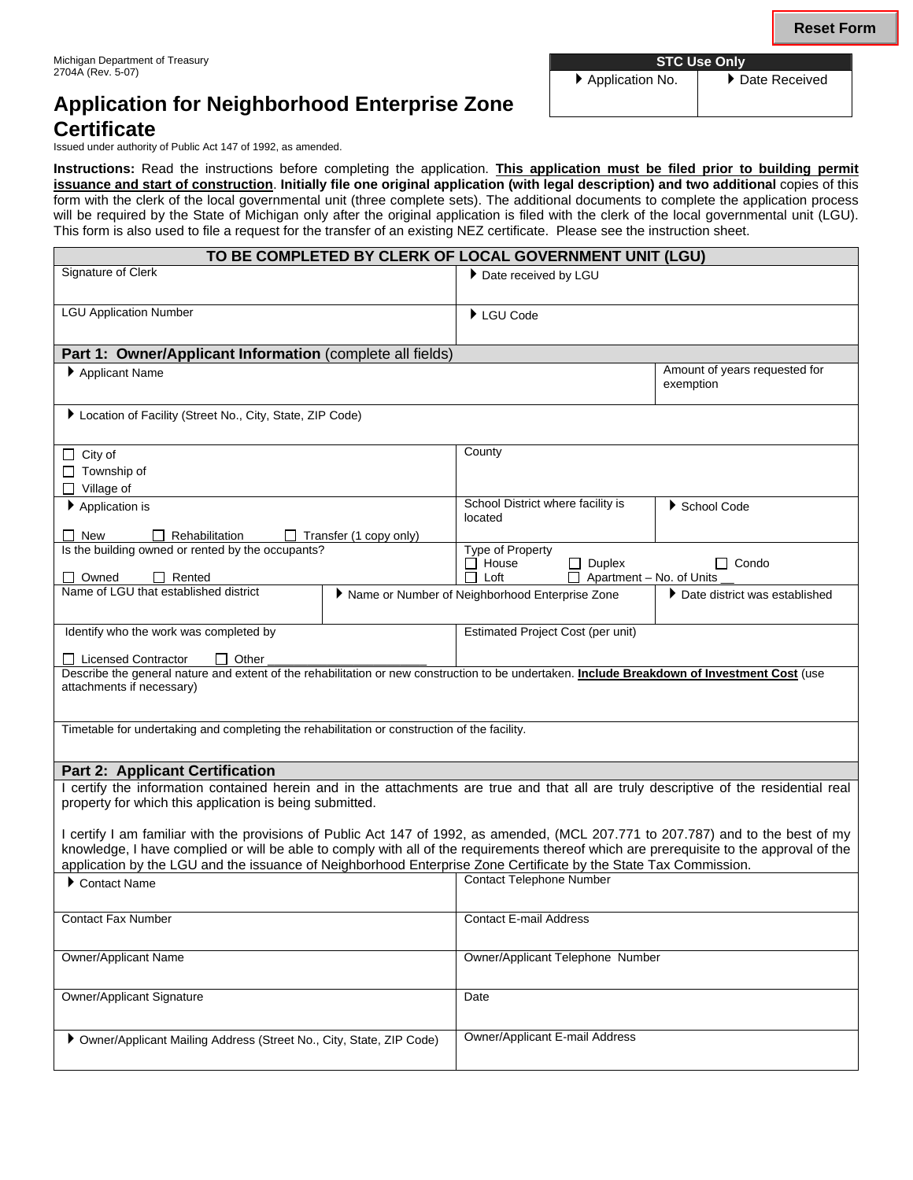Michigan Department of Treasury
2704A (Rev. 5-07)

| STC Use Only | |
|---|---|
| Application No. | Date Received |

# Application for Neighborhood Enterprise Zone Certificate

Issued under authority of Public Act 147 of 1992, as amended.

**Instructions:** Read the instructions before completing the application. **This application must be filed prior to building permit issuance and start of construction**. **Initially file one original application (with legal description) and two additional** copies of this form with the clerk of the local governmental unit (three complete sets). The additional documents to complete the application process will be required by the State of Michigan only after the original application is filed with the clerk of the local governmental unit (LGU). This form is also used to file a request for the transfer of an existing NEZ certificate. Please see the instruction sheet.

## TO BE COMPLETED BY CLERK OF LOCAL GOVERNMENT UNIT (LGU)

| Signature of Clerk | Date received by LGU |
|---|---|
| LGU Application Number | LGU Code |

## Part 1: Owner/Applicant Information (complete all fields)

| Applicant Name | | Amount of years requested for exemption |
|---|---|---|
| Location of Facility (Street No., City, State, ZIP Code) | | |
| ☐ City of ☐ Township of ☐ Village of | County | |
| Application is ☐ New ☐ Rehabilitation ☐ Transfer (1 copy only) | School District where facility is located | School Code |
| Is the building owned or rented by the occupants? ☐ Owned ☐ Rented | Type of Property ☐ House ☐ Duplex ☐ Condo ☐ Loft ☐ Apartment – No. of Units __ | |
| Name of LGU that established district | Name or Number of Neighborhood Enterprise Zone | Date district was established |
| Identify who the work was completed by ☐ Licensed Contractor ☐ Other ____________ | Estimated Project Cost (per unit) | |

Describe the general nature and extent of the rehabilitation or new construction to be undertaken. **Include Breakdown of Investment Cost** (use attachments if necessary)

Timetable for undertaking and completing the rehabilitation or construction of the facility.

## Part 2: Applicant Certification

I certify the information contained herein and in the attachments are true and that all are truly descriptive of the residential real property for which this application is being submitted.

I certify I am familiar with the provisions of Public Act 147 of 1992, as amended, (MCL 207.771 to 207.787) and to the best of my knowledge, I have complied or will be able to comply with all of the requirements thereof which are prerequisite to the approval of the application by the LGU and the issuance of Neighborhood Enterprise Zone Certificate by the State Tax Commission.

| Contact Name | Contact Telephone Number |
|---|---|
| Contact Fax Number | Contact E-mail Address |
| Owner/Applicant Name | Owner/Applicant Telephone Number |
| Owner/Applicant Signature | Date |
| Owner/Applicant Mailing Address (Street No., City, State, ZIP Code) | Owner/Applicant E-mail Address |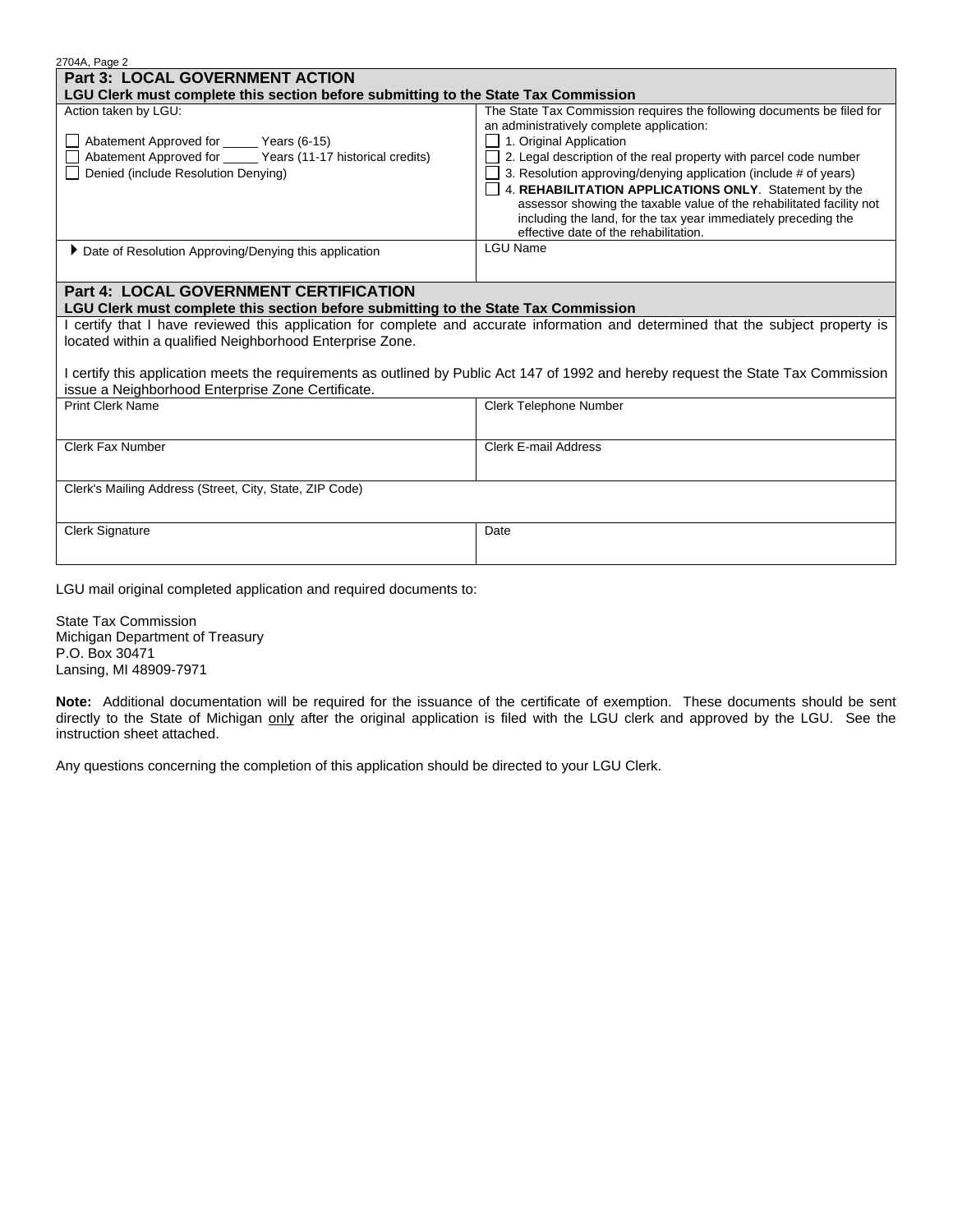## Part 3: LOCAL GOVERNMENT ACTION

**LGU Clerk must complete this section before submitting to the State Tax Commission**

| Action taken by LGU: | The State Tax Commission requires the following documents be filed for an administratively complete application: |
|---|---|
| ☐ Abatement Approved for _____ Years (6-15)<br>☐ Abatement Approved for _____ Years (11-17 historical credits)<br>☐ Denied (include Resolution Denying) | ☐ 1. Original Application<br>☐ 2. Legal description of the real property with parcel code number<br>☐ 3. Resolution approving/denying application (include # of years)<br>☐ 4. **REHABILITATION APPLICATIONS ONLY**. Statement by the assessor showing the taxable value of the rehabilitated facility not including the land, for the tax year immediately preceding the effective date of the rehabilitation. |
| ▶ Date of Resolution Approving/Denying this application | LGU Name |

## Part 4: LOCAL GOVERNMENT CERTIFICATION

**LGU Clerk must complete this section before submitting to the State Tax Commission**

I certify that I have reviewed this application for complete and accurate information and determined that the subject property is located within a qualified Neighborhood Enterprise Zone.

I certify this application meets the requirements as outlined by Public Act 147 of 1992 and hereby request the State Tax Commission issue a Neighborhood Enterprise Zone Certificate.

| Print Clerk Name | Clerk Telephone Number |
|---|---|
| Clerk Fax Number | Clerk E-mail Address |
| Clerk's Mailing Address (Street, City, State, ZIP Code) | |
| Clerk Signature | Date |

LGU mail original completed application and required documents to:

State Tax Commission
Michigan Department of Treasury
P.O. Box 30471
Lansing, MI 48909-7971

**Note:** Additional documentation will be required for the issuance of the certificate of exemption. These documents should be sent directly to the State of Michigan only after the original application is filed with the LGU clerk and approved by the LGU. See the instruction sheet attached.

Any questions concerning the completion of this application should be directed to your LGU Clerk.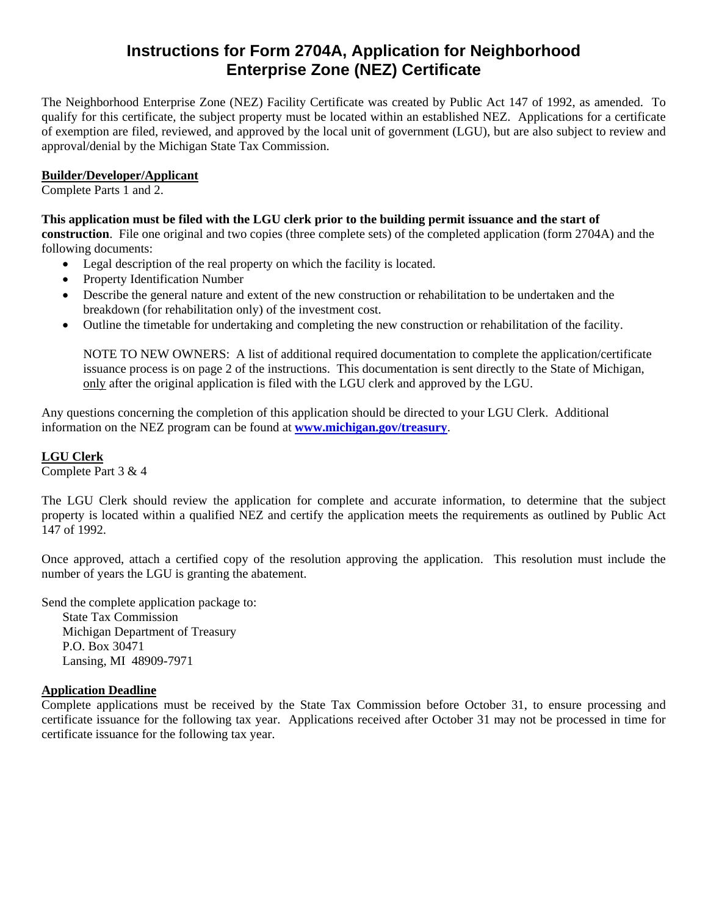# Instructions for Form 2704A, Application for Neighborhood Enterprise Zone (NEZ) Certificate

The Neighborhood Enterprise Zone (NEZ) Facility Certificate was created by Public Act 147 of 1992, as amended. To qualify for this certificate, the subject property must be located within an established NEZ. Applications for a certificate of exemption are filed, reviewed, and approved by the local unit of government (LGU), but are also subject to review and approval/denial by the Michigan State Tax Commission.

**Builder/Developer/Applicant**

Complete Parts 1 and 2.

**This application must be filed with the LGU clerk prior to the building permit issuance and the start of construction**. File one original and two copies (three complete sets) of the completed application (form 2704A) and the following documents:

- Legal description of the real property on which the facility is located.
- Property Identification Number
- Describe the general nature and extent of the new construction or rehabilitation to be undertaken and the breakdown (for rehabilitation only) of the investment cost.
- Outline the timetable for undertaking and completing the new construction or rehabilitation of the facility.

  NOTE TO NEW OWNERS: A list of additional required documentation to complete the application/certificate issuance process is on page 2 of the instructions. This documentation is sent directly to the State of Michigan, only after the original application is filed with the LGU clerk and approved by the LGU.

Any questions concerning the completion of this application should be directed to your LGU Clerk. Additional information on the NEZ program can be found at **www.michigan.gov/treasury**.

**LGU Clerk**

Complete Part 3 & 4

The LGU Clerk should review the application for complete and accurate information, to determine that the subject property is located within a qualified NEZ and certify the application meets the requirements as outlined by Public Act 147 of 1992.

Once approved, attach a certified copy of the resolution approving the application. This resolution must include the number of years the LGU is granting the abatement.

Send the complete application package to:

State Tax Commission
Michigan Department of Treasury
P.O. Box 30471
Lansing, MI 48909-7971

**Application Deadline**

Complete applications must be received by the State Tax Commission before October 31, to ensure processing and certificate issuance for the following tax year. Applications received after October 31 may not be processed in time for certificate issuance for the following tax year.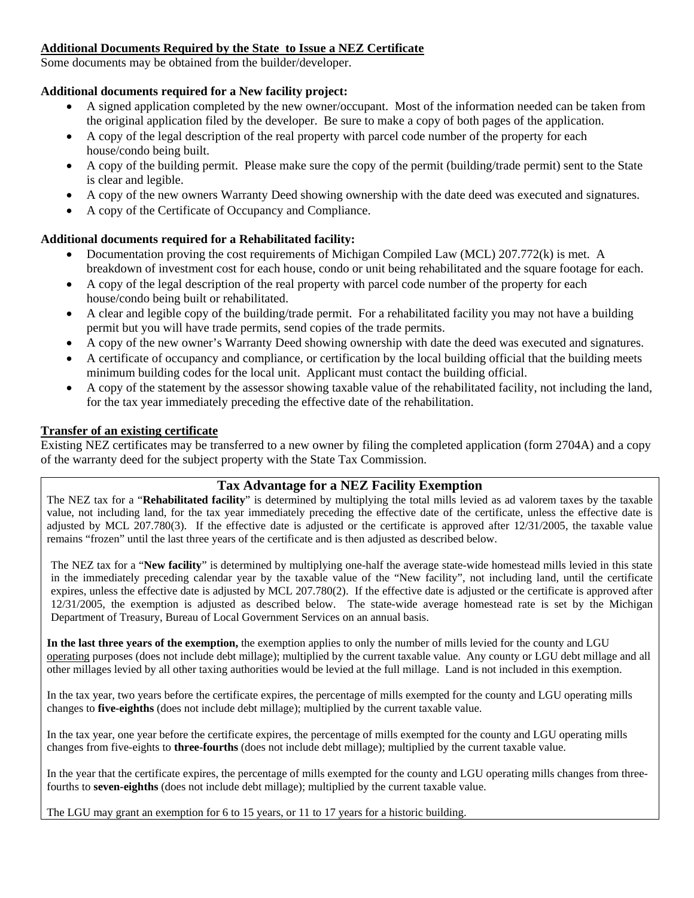## Additional Documents Required by the State to Issue a NEZ Certificate

Some documents may be obtained from the builder/developer.

### Additional documents required for a New facility project:

- A signed application completed by the new owner/occupant. Most of the information needed can be taken from the original application filed by the developer. Be sure to make a copy of both pages of the application.
- A copy of the legal description of the real property with parcel code number of the property for each house/condo being built.
- A copy of the building permit. Please make sure the copy of the permit (building/trade permit) sent to the State is clear and legible.
- A copy of the new owners Warranty Deed showing ownership with the date deed was executed and signatures.
- A copy of the Certificate of Occupancy and Compliance.

### Additional documents required for a Rehabilitated facility:

- Documentation proving the cost requirements of Michigan Compiled Law (MCL) 207.772(k) is met. A breakdown of investment cost for each house, condo or unit being rehabilitated and the square footage for each.
- A copy of the legal description of the real property with parcel code number of the property for each house/condo being built or rehabilitated.
- A clear and legible copy of the building/trade permit. For a rehabilitated facility you may not have a building permit but you will have trade permits, send copies of the trade permits.
- A copy of the new owner's Warranty Deed showing ownership with date the deed was executed and signatures.
- A certificate of occupancy and compliance, or certification by the local building official that the building meets minimum building codes for the local unit. Applicant must contact the building official.
- A copy of the statement by the assessor showing taxable value of the rehabilitated facility, not including the land, for the tax year immediately preceding the effective date of the rehabilitation.

## Transfer of an existing certificate

Existing NEZ certificates may be transferred to a new owner by filing the completed application (form 2704A) and a copy of the warranty deed for the subject property with the State Tax Commission.

## Tax Advantage for a NEZ Facility Exemption

The NEZ tax for a "**Rehabilitated facility**" is determined by multiplying the total mills levied as ad valorem taxes by the taxable value, not including land, for the tax year immediately preceding the effective date of the certificate, unless the effective date is adjusted by MCL 207.780(3). If the effective date is adjusted or the certificate is approved after 12/31/2005, the taxable value remains "frozen" until the last three years of the certificate and is then adjusted as described below.

The NEZ tax for a "**New facility**" is determined by multiplying one-half the average state-wide homestead mills levied in this state in the immediately preceding calendar year by the taxable value of the "New facility", not including land, until the certificate expires, unless the effective date is adjusted by MCL 207.780(2). If the effective date is adjusted or the certificate is approved after 12/31/2005, the exemption is adjusted as described below. The state-wide average homestead rate is set by the Michigan Department of Treasury, Bureau of Local Government Services on an annual basis.

**In the last three years of the exemption,** the exemption applies to only the number of mills levied for the county and LGU operating purposes (does not include debt millage); multiplied by the current taxable value. Any county or LGU debt millage and all other millages levied by all other taxing authorities would be levied at the full millage. Land is not included in this exemption.

In the tax year, two years before the certificate expires, the percentage of mills exempted for the county and LGU operating mills changes to **five-eighths** (does not include debt millage); multiplied by the current taxable value.

In the tax year, one year before the certificate expires, the percentage of mills exempted for the county and LGU operating mills changes from five-eights to **three-fourths** (does not include debt millage); multiplied by the current taxable value.

In the year that the certificate expires, the percentage of mills exempted for the county and LGU operating mills changes from three-fourths to **seven-eighths** (does not include debt millage); multiplied by the current taxable value.

The LGU may grant an exemption for 6 to 15 years, or 11 to 17 years for a historic building.